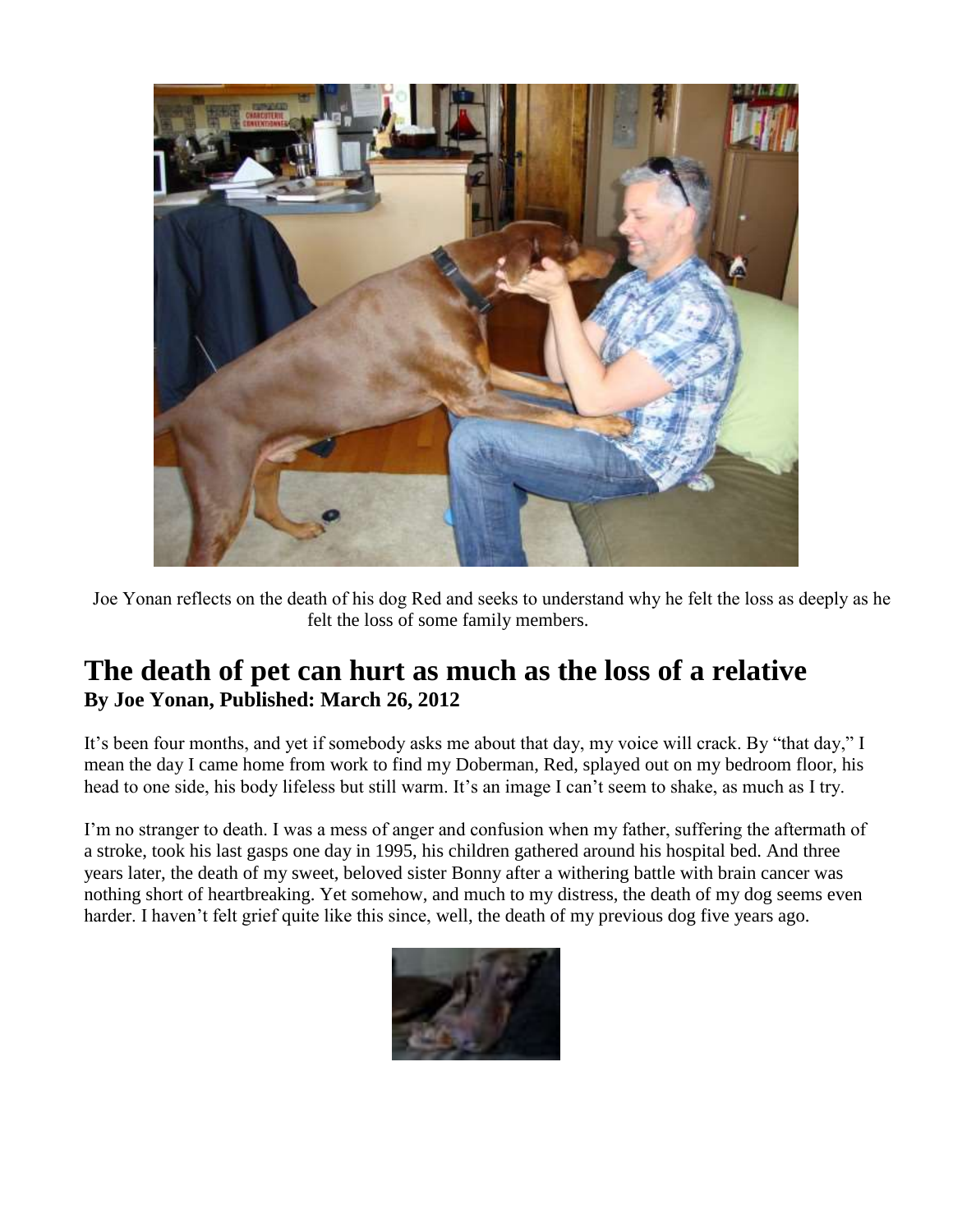Joe Yonan reflects on the death of his dog Red and seeks to understand why he felt the loss as deeply as he felt the loss of some family members.

# The death of pet can hurt as much as the loss of a relative

**By Joe Yonan, Published: March 26, 2012**

It's been four months, and yet if somebody asks me about that day, my voice will crack. By "that day," I mean the day I came home from work to find my Doberman, Red, splayed out on my bedroom floor, his head to one side, his body lifeless but still warm. It's an image I can't seem to shake, as much as I try.

I'm no stranger to death. I was a mess of anger and confusion when my father, suffering the aftermath of a stroke, took his last gasps one day in 1995, his children gathered around his hospital bed. And three years later, the death of my sweet, beloved sister Bonny after a withering battle with brain cancer was nothing short of heartbreaking. Yet somehow, and much to my distress, the death of my dog seems even harder. I haven't felt grief quite like this since, well, the death of my previous dog five years ago.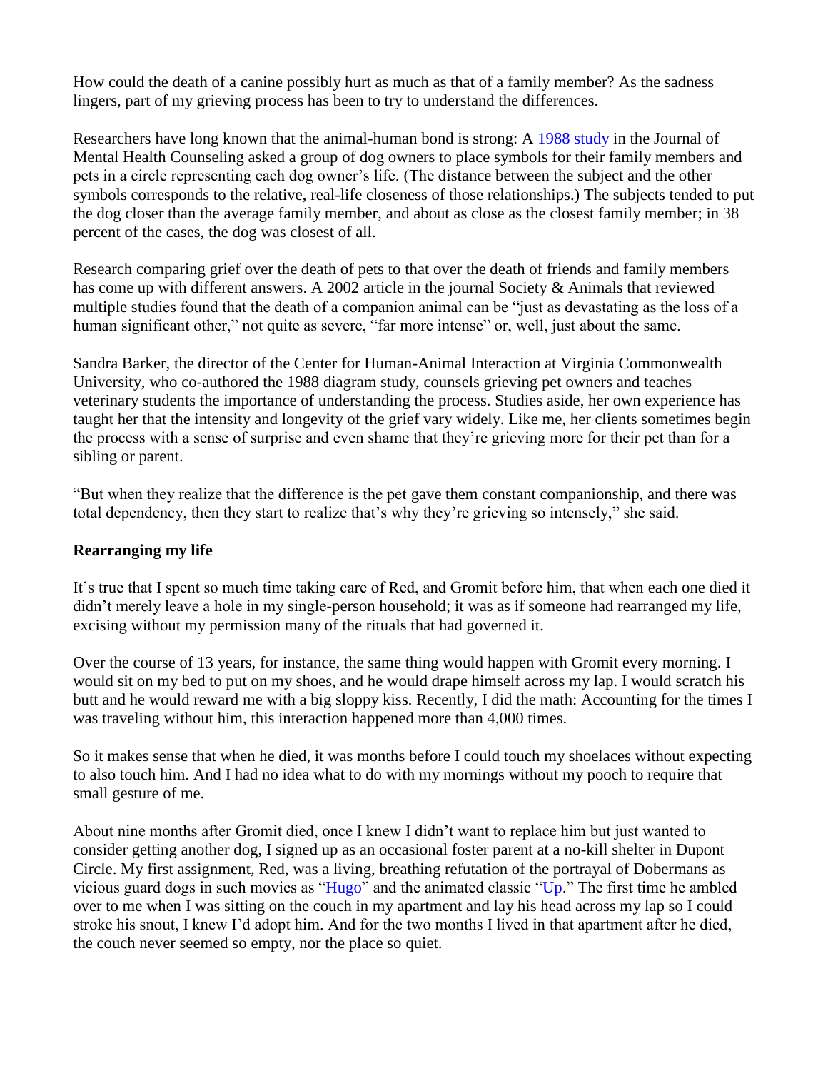How could the death of a canine possibly hurt as much as that of a family member? As the sadness lingers, part of my grieving process has been to try to understand the differences.

Researchers have long known that the animal-human bond is strong: A [1988 study](#) in the Journal of Mental Health Counseling asked a group of dog owners to place symbols for their family members and pets in a circle representing each dog owner's life. (The distance between the subject and the other symbols corresponds to the relative, real-life closeness of those relationships.) The subjects tended to put the dog closer than the average family member, and about as close as the closest family member; in 38 percent of the cases, the dog was closest of all.

Research comparing grief over the death of pets to that over the death of friends and family members has come up with different answers. A 2002 article in the journal Society & Animals that reviewed multiple studies found that the death of a companion animal can be "just as devastating as the loss of a human significant other," not quite as severe, "far more intense" or, well, just about the same.

Sandra Barker, the director of the Center for Human-Animal Interaction at Virginia Commonwealth University, who co-authored the 1988 diagram study, counsels grieving pet owners and teaches veterinary students the importance of understanding the process. Studies aside, her own experience has taught her that the intensity and longevity of the grief vary widely. Like me, her clients sometimes begin the process with a sense of surprise and even shame that they're grieving more for their pet than for a sibling or parent.

"But when they realize that the difference is the pet gave them constant companionship, and there was total dependency, then they start to realize that's why they're grieving so intensely," she said.

**Rearranging my life**

It's true that I spent so much time taking care of Red, and Gromit before him, that when each one died it didn't merely leave a hole in my single-person household; it was as if someone had rearranged my life, excising without my permission many of the rituals that had governed it.

Over the course of 13 years, for instance, the same thing would happen with Gromit every morning. I would sit on my bed to put on my shoes, and he would drape himself across my lap. I would scratch his butt and he would reward me with a big sloppy kiss. Recently, I did the math: Accounting for the times I was traveling without him, this interaction happened more than 4,000 times.

So it makes sense that when he died, it was months before I could touch my shoelaces without expecting to also touch him. And I had no idea what to do with my mornings without my pooch to require that small gesture of me.

About nine months after Gromit died, once I knew I didn't want to replace him but just wanted to consider getting another dog, I signed up as an occasional foster parent at a no-kill shelter in Dupont Circle. My first assignment, Red, was a living, breathing refutation of the portrayal of Dobermans as vicious guard dogs in such movies as "[Hugo](#)" and the animated classic "[Up](#)." The first time he ambled over to me when I was sitting on the couch in my apartment and lay his head across my lap so I could stroke his snout, I knew I'd adopt him. And for the two months I lived in that apartment after he died, the couch never seemed so empty, nor the place so quiet.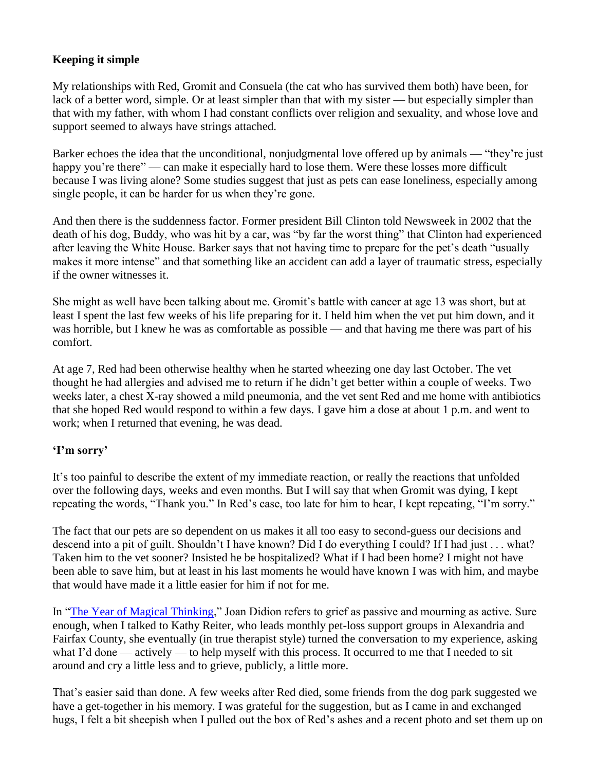**Keeping it simple**

My relationships with Red, Gromit and Consuela (the cat who has survived them both) have been, for lack of a better word, simple. Or at least simpler than that with my sister — but especially simpler than that with my father, with whom I had constant conflicts over religion and sexuality, and whose love and support seemed to always have strings attached.

Barker echoes the idea that the unconditional, nonjudgmental love offered up by animals — "they're just happy you're there" — can make it especially hard to lose them. Were these losses more difficult because I was living alone? Some studies suggest that just as pets can ease loneliness, especially among single people, it can be harder for us when they're gone.

And then there is the suddenness factor. Former president Bill Clinton told Newsweek in 2002 that the death of his dog, Buddy, who was hit by a car, was "by far the worst thing" that Clinton had experienced after leaving the White House. Barker says that not having time to prepare for the pet's death "usually makes it more intense" and that something like an accident can add a layer of traumatic stress, especially if the owner witnesses it.

She might as well have been talking about me. Gromit's battle with cancer at age 13 was short, but at least I spent the last few weeks of his life preparing for it. I held him when the vet put him down, and it was horrible, but I knew he was as comfortable as possible — and that having me there was part of his comfort.

At age 7, Red had been otherwise healthy when he started wheezing one day last October. The vet thought he had allergies and advised me to return if he didn't get better within a couple of weeks. Two weeks later, a chest X-ray showed a mild pneumonia, and the vet sent Red and me home with antibiotics that she hoped Red would respond to within a few days. I gave him a dose at about 1 p.m. and went to work; when I returned that evening, he was dead.

**'I'm sorry'**

It's too painful to describe the extent of my immediate reaction, or really the reactions that unfolded over the following days, weeks and even months. But I will say that when Gromit was dying, I kept repeating the words, "Thank you." In Red's case, too late for him to hear, I kept repeating, "I'm sorry."

The fact that our pets are so dependent on us makes it all too easy to second-guess our decisions and descend into a pit of guilt. Shouldn't I have known? Did I do everything I could? If I had just . . . what? Taken him to the vet sooner? Insisted he be hospitalized? What if I had been home? I might not have been able to save him, but at least in his last moments he would have known I was with him, and maybe that would have made it a little easier for him if not for me.

In "The Year of Magical Thinking," Joan Didion refers to grief as passive and mourning as active. Sure enough, when I talked to Kathy Reiter, who leads monthly pet-loss support groups in Alexandria and Fairfax County, she eventually (in true therapist style) turned the conversation to my experience, asking what I'd done — actively — to help myself with this process. It occurred to me that I needed to sit around and cry a little less and to grieve, publicly, a little more.

That's easier said than done. A few weeks after Red died, some friends from the dog park suggested we have a get-together in his memory. I was grateful for the suggestion, but as I came in and exchanged hugs, I felt a bit sheepish when I pulled out the box of Red's ashes and a recent photo and set them up on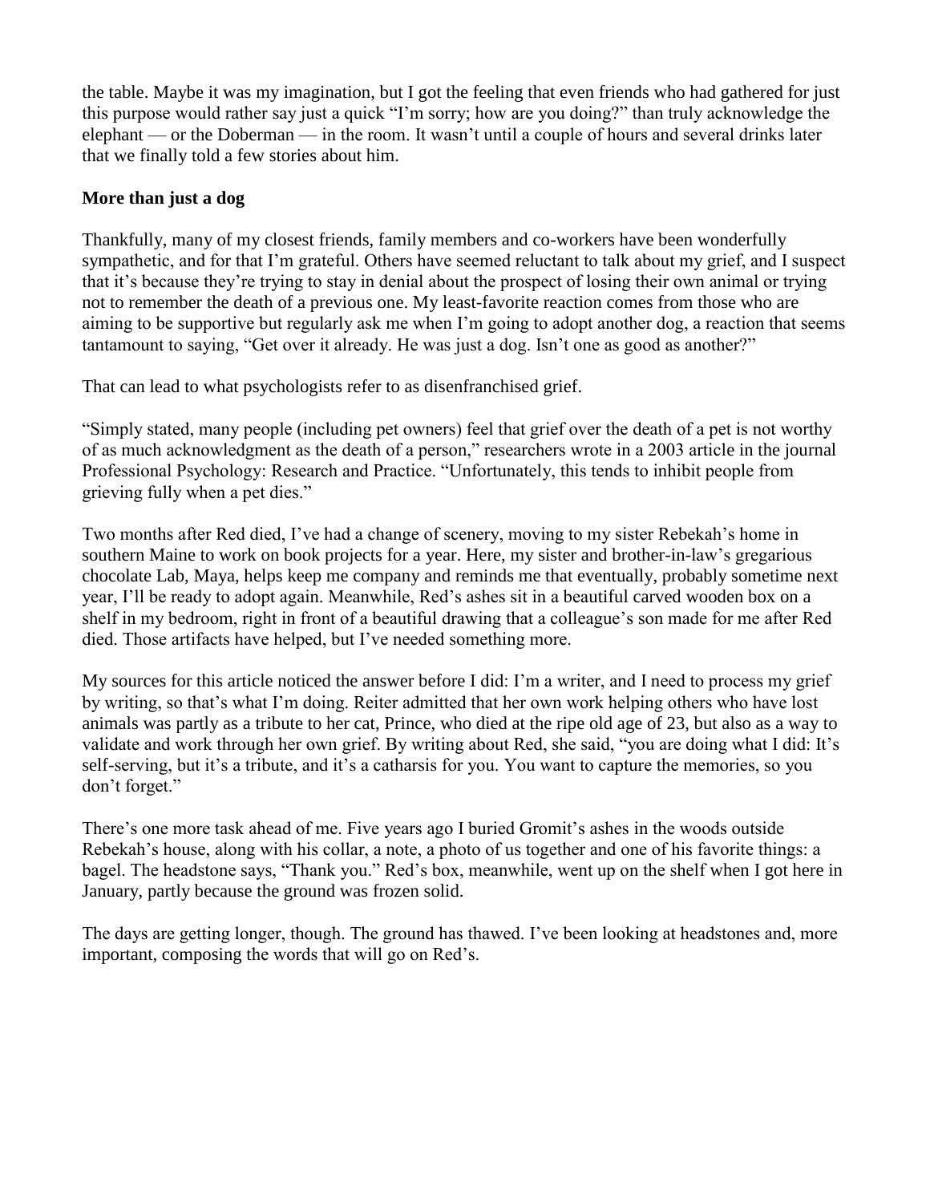the table. Maybe it was my imagination, but I got the feeling that even friends who had gathered for just this purpose would rather say just a quick "I'm sorry; how are you doing?" than truly acknowledge the elephant — or the Doberman — in the room. It wasn't until a couple of hours and several drinks later that we finally told a few stories about him.

**More than just a dog**

Thankfully, many of my closest friends, family members and co-workers have been wonderfully sympathetic, and for that I'm grateful. Others have seemed reluctant to talk about my grief, and I suspect that it's because they're trying to stay in denial about the prospect of losing their own animal or trying not to remember the death of a previous one. My least-favorite reaction comes from those who are aiming to be supportive but regularly ask me when I'm going to adopt another dog, a reaction that seems tantamount to saying, "Get over it already. He was just a dog. Isn't one as good as another?"

That can lead to what psychologists refer to as disenfranchised grief.

"Simply stated, many people (including pet owners) feel that grief over the death of a pet is not worthy of as much acknowledgment as the death of a person," researchers wrote in a 2003 article in the journal Professional Psychology: Research and Practice. "Unfortunately, this tends to inhibit people from grieving fully when a pet dies."

Two months after Red died, I've had a change of scenery, moving to my sister Rebekah's home in southern Maine to work on book projects for a year. Here, my sister and brother-in-law's gregarious chocolate Lab, Maya, helps keep me company and reminds me that eventually, probably sometime next year, I'll be ready to adopt again. Meanwhile, Red's ashes sit in a beautiful carved wooden box on a shelf in my bedroom, right in front of a beautiful drawing that a colleague's son made for me after Red died. Those artifacts have helped, but I've needed something more.

My sources for this article noticed the answer before I did: I'm a writer, and I need to process my grief by writing, so that's what I'm doing. Reiter admitted that her own work helping others who have lost animals was partly as a tribute to her cat, Prince, who died at the ripe old age of 23, but also as a way to validate and work through her own grief. By writing about Red, she said, "you are doing what I did: It's self-serving, but it's a tribute, and it's a catharsis for you. You want to capture the memories, so you don't forget."

There's one more task ahead of me. Five years ago I buried Gromit's ashes in the woods outside Rebekah's house, along with his collar, a note, a photo of us together and one of his favorite things: a bagel. The headstone says, "Thank you." Red's box, meanwhile, went up on the shelf when I got here in January, partly because the ground was frozen solid.

The days are getting longer, though. The ground has thawed. I've been looking at headstones and, more important, composing the words that will go on Red's.